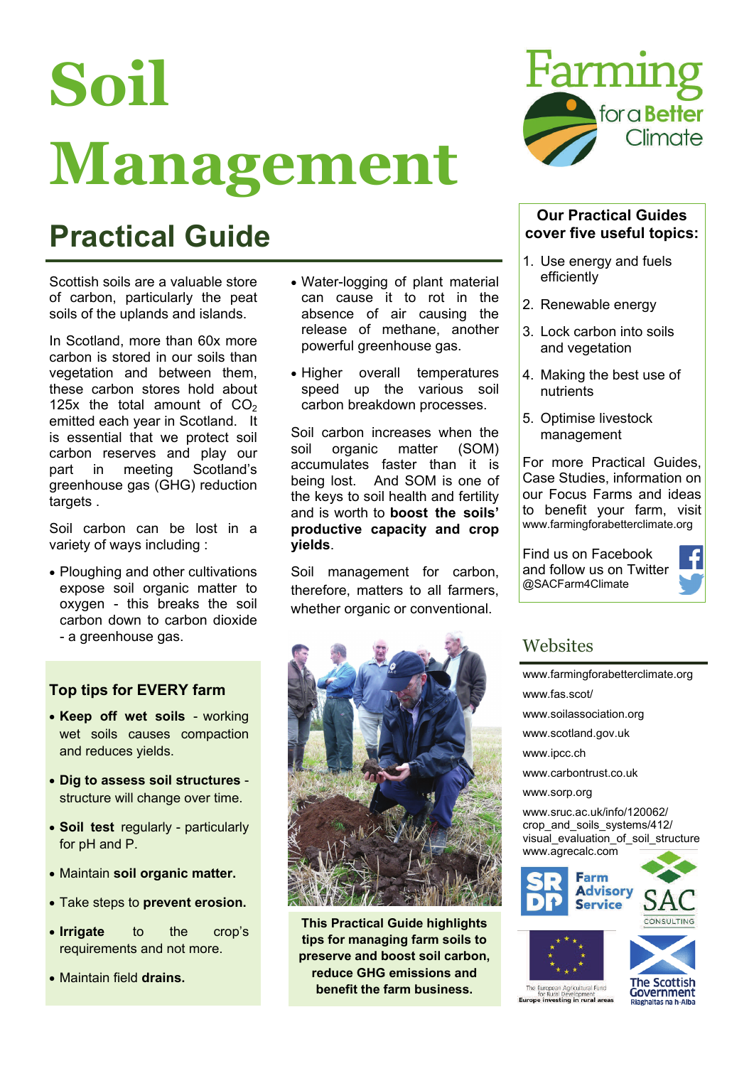# Soil Management

## Practical Guide

Scottish soils are a valuable store of carbon, particularly the peat soils of the uplands and islands.

In Scotland, more than 60x more carbon is stored in our soils than vegetation and between them, these carbon stores hold about 125x the total amount of $CO_2$ emitted each year in Scotland. It is essential that we protect soil carbon reserves and play our part in meeting Scotland's greenhouse gas (GHG) reduction targets .

Soil carbon can be lost in a variety of ways including :

- Ploughing and other cultivations expose soil organic matter to oxygen - this breaks the soil carbon down to carbon dioxide - a greenhouse gas.
- Water-logging of plant material can cause it to rot in the absence of air causing the release of methane, another powerful greenhouse gas.
- Higher overall temperatures speed up the various soil carbon breakdown processes.

Soil carbon increases when the soil organic matter (SOM) accumulates faster than it is being lost. And SOM is one of the keys to soil health and fertility and is worth to **boost the soils' productive capacity and crop yields**.

Soil management for carbon, therefore, matters to all farmers, whether organic or conventional.

### Top tips for EVERY farm

- **Keep off wet soils** - working wet soils causes compaction and reduces yields.
- **Dig to assess soil structures** - structure will change over time.
- **Soil test** regularly - particularly for pH and P.
- Maintain **soil organic matter.**
- Take steps to **prevent erosion.**
- **Irrigate** to the crop's requirements and not more.
- Maintain field **drains.**

**This Practical Guide highlights tips for managing farm soils to preserve and boost soil carbon, reduce GHG emissions and benefit the farm business.**

Farming for a Better Climate

### Our Practical Guides cover five useful topics:

1. Use energy and fuels efficiently
2. Renewable energy
3. Lock carbon into soils and vegetation
4. Making the best use of nutrients
5. Optimise livestock management

For more Practical Guides, Case Studies, information on our Focus Farms and ideas to benefit your farm, visit www.farmingforabetterclimate.org

Find us on Facebook and follow us on Twitter @SACFarm4Climate

### Websites

www.farmingforabetterclimate.org

www.fas.scot/

www.soilassociation.org

www.scotland.gov.uk

www.ipcc.ch

www.carbontrust.co.uk

www.sorp.org

www.sruc.ac.uk/info/120062/crop_and_soils_systems/412/visual_evaluation_of_soil_structure

www.agrecalc.com

SRDP Farm Advisory Service

SAC Consulting

The European Agricultural Fund for Rural Development: Europe investing in rural areas

The Scottish Government Riaghaltas na h-Alba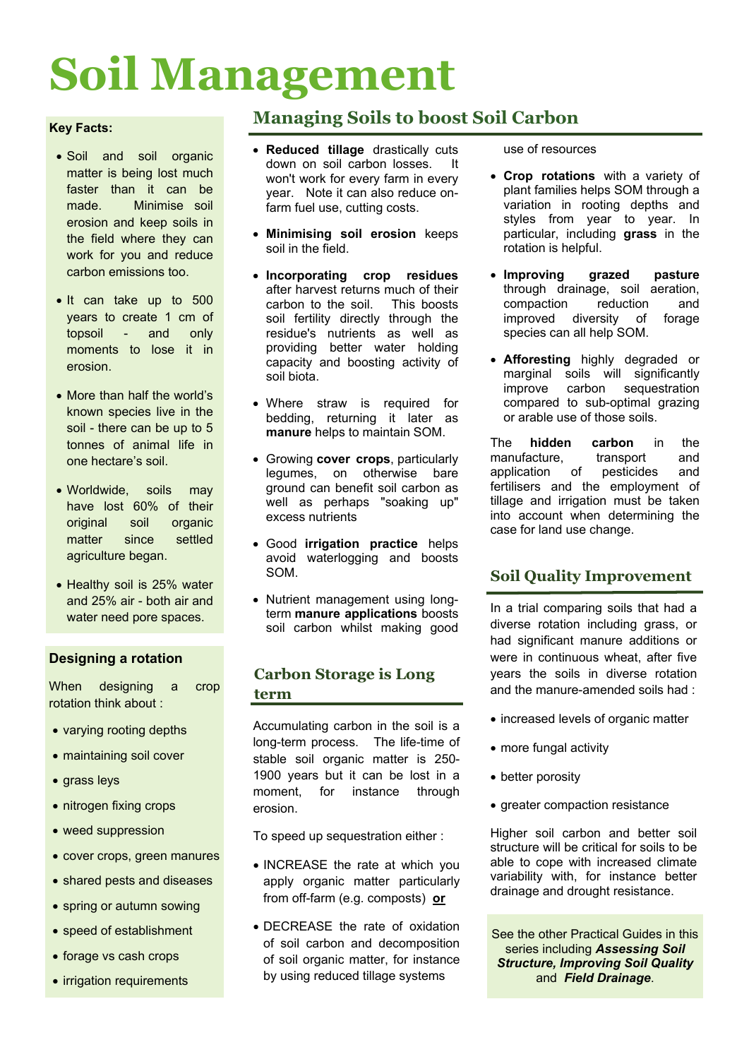# Soil Management

**Key Facts:**

- Soil and soil organic matter is being lost much faster than it can be made. Minimise soil erosion and keep soils in the field where they can work for you and reduce carbon emissions too.
- It can take up to 500 years to create 1 cm of topsoil - and only moments to lose it in erosion.
- More than half the world's known species live in the soil - there can be up to 5 tonnes of animal life in one hectare's soil.
- Worldwide, soils may have lost 60% of their original soil organic matter since settled agriculture began.
- Healthy soil is 25% water and 25% air - both air and water need pore spaces.

### Designing a rotation

When designing a crop rotation think about :

- varying rooting depths
- maintaining soil cover
- grass leys
- nitrogen fixing crops
- weed suppression
- cover crops, green manures
- shared pests and diseases
- spring or autumn sowing
- speed of establishment
- forage vs cash crops
- irrigation requirements

## Managing Soils to boost Soil Carbon

- **Reduced tillage** drastically cuts down on soil carbon losses. It won't work for every farm in every year. Note it can also reduce on-farm fuel use, cutting costs.
- **Minimising soil erosion** keeps soil in the field.
- **Incorporating crop residues** after harvest returns much of their carbon to the soil. This boosts soil fertility directly through the residue's nutrients as well as providing better water holding capacity and boosting activity of soil biota.
- Where straw is required for bedding, returning it later as **manure** helps to maintain SOM.
- Growing **cover crops**, particularly legumes, on otherwise bare ground can benefit soil carbon as well as perhaps "soaking up" excess nutrients
- Good **irrigation practice** helps avoid waterlogging and boosts SOM.
- Nutrient management using long-term **manure applications** boosts soil carbon whilst making good use of resources
- **Crop rotations** with a variety of plant families helps SOM through a variation in rooting depths and styles from year to year. In particular, including **grass** in the rotation is helpful.
- **Improving grazed pasture** through drainage, soil aeration, compaction reduction and improved diversity of forage species can all help SOM.
- **Afforesting** highly degraded or marginal soils will significantly improve carbon sequestration compared to sub-optimal grazing or arable use of those soils.

The **hidden carbon** in the manufacture, transport and application of pesticides and fertilisers and the employment of tillage and irrigation must be taken into account when determining the case for land use change.

## Carbon Storage is Long term

Accumulating carbon in the soil is a long-term process. The life-time of stable soil organic matter is 250-1900 years but it can be lost in a moment, for instance through erosion.

To speed up sequestration either :

- INCREASE the rate at which you apply organic matter particularly from off-farm (e.g. composts) **or**
- DECREASE the rate of oxidation of soil carbon and decomposition of soil organic matter, for instance by using reduced tillage systems

## Soil Quality Improvement

In a trial comparing soils that had a diverse rotation including grass, or had significant manure additions or were in continuous wheat, after five years the soils in diverse rotation and the manure-amended soils had :

- increased levels of organic matter
- more fungal activity
- better porosity
- greater compaction resistance

Higher soil carbon and better soil structure will be critical for soils to be able to cope with increased climate variability with, for instance better drainage and drought resistance.

See the other Practical Guides in this series including ***Assessing Soil Structure, Improving Soil Quality*** and ***Field Drainage***.